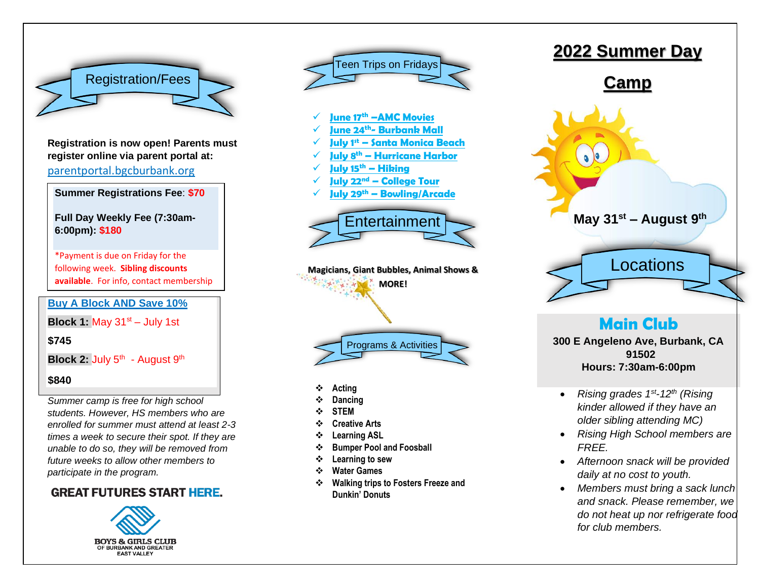## Registration/Fees

**Registration is now open! Parents must register online via parent portal at:**
parentportal.bgcburbank.org

**Summer Registrations Fee**: **$70**

**Full Day Weekly Fee (7:30am-6:00pm): $180**

*Payment is due on Friday for the following week. **Sibling discounts available**. For info, contact membership

**Buy A Block AND Save 10%**

**Block 1:** May 31st – July 1st

**$745**

**Block 2:** July 5th - August 9th

**$840**

*Summer camp is free for high school students. However, HS members who are enrolled for summer must attend at least 2-3 times a week to secure their spot. If they are unable to do so, they will be removed from future weeks to allow other members to participate in the program.*

**GREAT FUTURES START HERE.**

BOYS & GIRLS CLUB OF BURBANK AND GREATER EAST VALLEY

## Teen Trips on Fridays

- June 17th –AMC Movies
- June 24th- Burbank Mall
- July 1st – Santa Monica Beach
- July 8th – Hurricane Harbor
- July 15th – Hiking
- July 22nd – College Tour
- July 29th – Bowling/Arcade

## Entertainment

**Magicians, Giant Bubbles, Animal Shows & MORE!**

## Programs & Activities

- **Acting**
- **Dancing**
- **STEM**
- **Creative Arts**
- **Learning ASL**
- **Bumper Pool and Foosball**
- **Learning to sew**
- **Water Games**
- **Walking trips to Fosters Freeze and Dunkin' Donuts**

# 2022 Summer Day Camp

**May 31st – August 9th**

## Locations

### Main Club

**300 E Angeleno Ave, Burbank, CA 91502**
**Hours: 7:30am-6:00pm**

- *Rising grades 1st-12th (Rising kinder allowed if they have an older sibling attending MC)*
- *Rising High School members are FREE.*
- *Afternoon snack will be provided daily at no cost to youth.*
- *Members must bring a sack lunch and snack. Please remember, we do not heat up nor refrigerate food for club members.*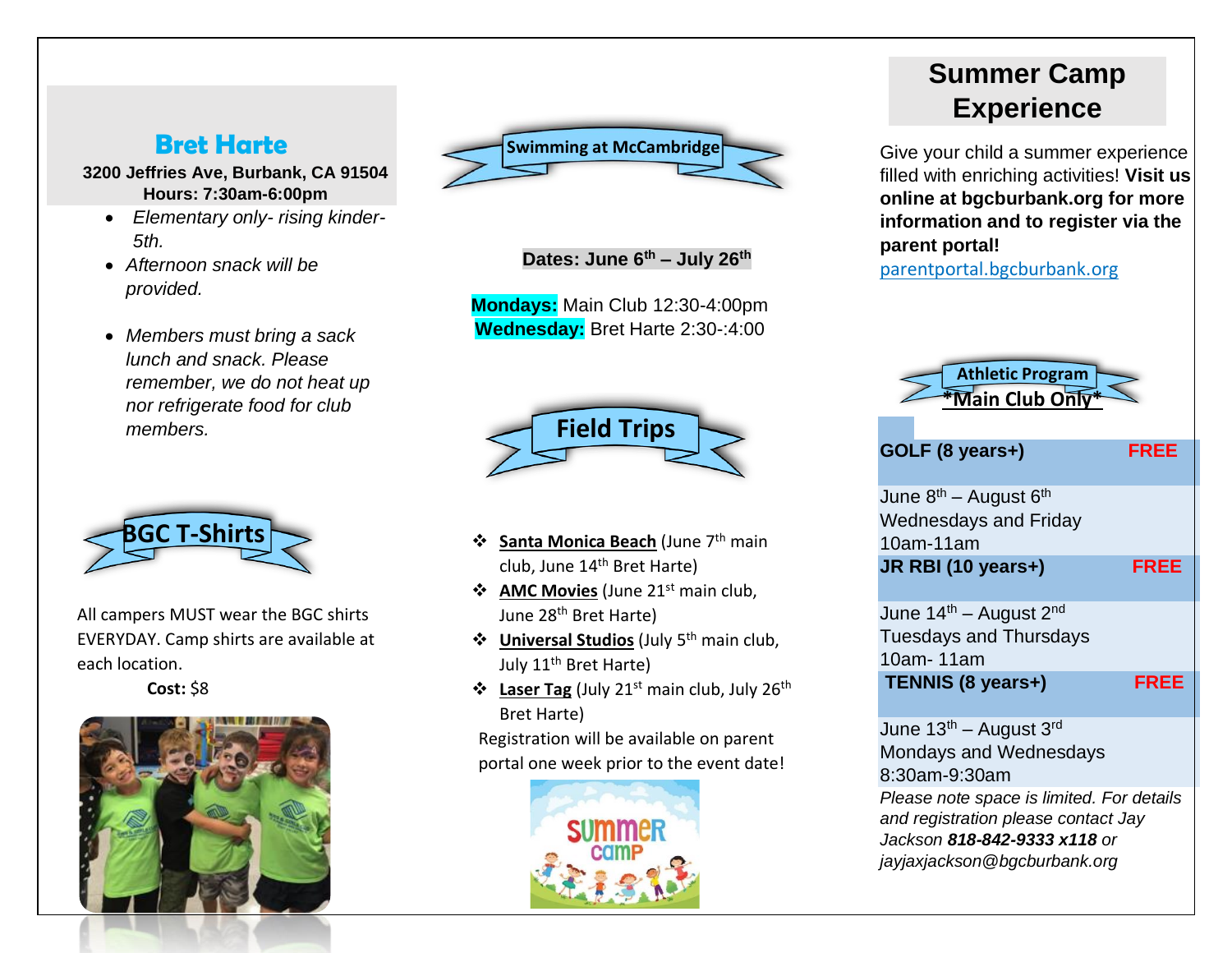## Bret Harte

**3200 Jeffries Ave, Burbank, CA 91504**
**Hours: 7:30am-6:00pm**

- *Elementary only- rising kinder-5th.*
- *Afternoon snack will be provided.*
- *Members must bring a sack lunch and snack. Please remember, we do not heat up nor refrigerate food for club members.*

## BGC T-Shirts

All campers MUST wear the BGC shirts EVERYDAY. Camp shirts are available at each location.

**Cost:** $8

## Swimming at McCambridge

**Dates: June 6th – July 26th**

**Mondays:** Main Club 12:30-4:00pm
**Wednesday:** Bret Harte 2:30-:4:00

## Field Trips

- **Santa Monica Beach** (June 7th main club, June 14th Bret Harte)
- **AMC Movies** (June 21st main club, June 28th Bret Harte)
- **Universal Studios** (July 5th main club, July 11th Bret Harte)
- **Laser Tag** (July 21st main club, July 26th Bret Harte)

Registration will be available on parent portal one week prior to the event date!

# Summer Camp Experience

Give your child a summer experience filled with enriching activities! **Visit us online at bgcburbank.org for more information and to register via the parent portal!**
parentportal.bgcburbank.org

## Athletic Program *Main Club Only*

| | |
|---|---|
| **GOLF (8 years+)** | **FREE** |
| June 8th – August 6th<br>Wednesdays and Friday<br>10am-11am | |
| **JR RBI (10 years+)** | **FREE** |
| June 14th – August 2nd<br>Tuesdays and Thursdays<br>10am- 11am | |
| **TENNIS (8 years+)** | **FREE** |
| June 13th – August 3rd<br>Mondays and Wednesdays<br>8:30am-9:30am | |

*Please note space is limited. For details and registration please contact Jay Jackson **818-842-9333 x118** or jayjaxjackson@bgcburbank.org*